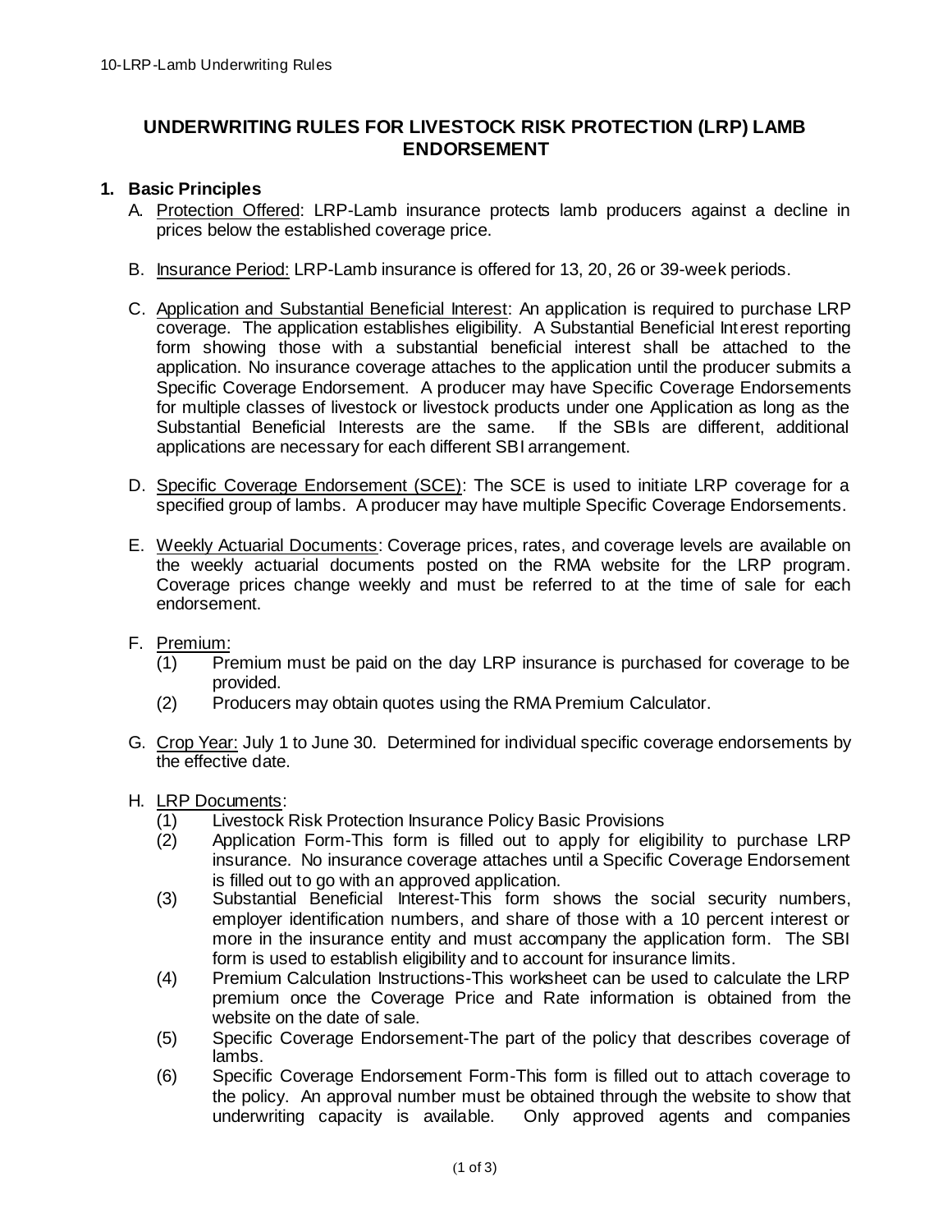# UNDERWRITING RULES FOR LIVESTOCK RISK PROTECTION (LRP) LAMB ENDORSEMENT

## 1. Basic Principles

A. Protection Offered: LRP-Lamb insurance protects lamb producers against a decline in prices below the established coverage price.

B. Insurance Period: LRP-Lamb insurance is offered for 13, 20, 26 or 39-week periods.

C. Application and Substantial Beneficial Interest: An application is required to purchase LRP coverage. The application establishes eligibility. A Substantial Beneficial Interest reporting form showing those with a substantial beneficial interest shall be attached to the application. No insurance coverage attaches to the application until the producer submits a Specific Coverage Endorsement. A producer may have Specific Coverage Endorsements for multiple classes of livestock or livestock products under one Application as long as the Substantial Beneficial Interests are the same. If the SBIs are different, additional applications are necessary for each different SBI arrangement.

D. Specific Coverage Endorsement (SCE): The SCE is used to initiate LRP coverage for a specified group of lambs. A producer may have multiple Specific Coverage Endorsements.

E. Weekly Actuarial Documents: Coverage prices, rates, and coverage levels are available on the weekly actuarial documents posted on the RMA website for the LRP program. Coverage prices change weekly and must be referred to at the time of sale for each endorsement.

F. Premium:
   (1) Premium must be paid on the day LRP insurance is purchased for coverage to be provided.
   (2) Producers may obtain quotes using the RMA Premium Calculator.

G. Crop Year: July 1 to June 30. Determined for individual specific coverage endorsements by the effective date.

H. LRP Documents:
   (1) Livestock Risk Protection Insurance Policy Basic Provisions
   (2) Application Form-This form is filled out to apply for eligibility to purchase LRP insurance. No insurance coverage attaches until a Specific Coverage Endorsement is filled out to go with an approved application.
   (3) Substantial Beneficial Interest-This form shows the social security numbers, employer identification numbers, and share of those with a 10 percent interest or more in the insurance entity and must accompany the application form. The SBI form is used to establish eligibility and to account for insurance limits.
   (4) Premium Calculation Instructions-This worksheet can be used to calculate the LRP premium once the Coverage Price and Rate information is obtained from the website on the date of sale.
   (5) Specific Coverage Endorsement-The part of the policy that describes coverage of lambs.
   (6) Specific Coverage Endorsement Form-This form is filled out to attach coverage to the policy. An approval number must be obtained through the website to show that underwriting capacity is available. Only approved agents and companies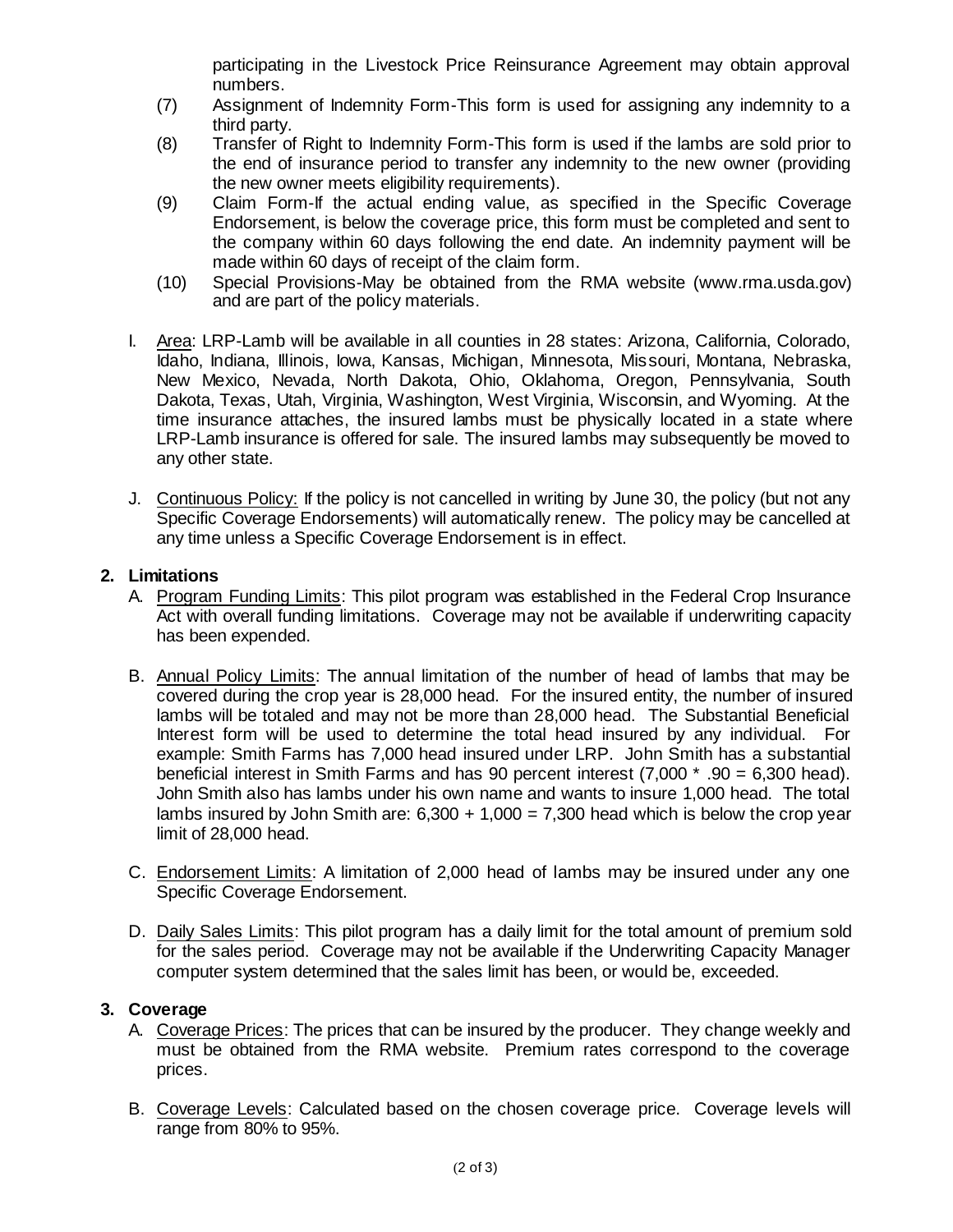participating in the Livestock Price Reinsurance Agreement may obtain approval numbers.

(7) Assignment of Indemnity Form-This form is used for assigning any indemnity to a third party.

(8) Transfer of Right to Indemnity Form-This form is used if the lambs are sold prior to the end of insurance period to transfer any indemnity to the new owner (providing the new owner meets eligibility requirements).

(9) Claim Form-If the actual ending value, as specified in the Specific Coverage Endorsement, is below the coverage price, this form must be completed and sent to the company within 60 days following the end date. An indemnity payment will be made within 60 days of receipt of the claim form.

(10) Special Provisions-May be obtained from the RMA website (www.rma.usda.gov) and are part of the policy materials.

I. Area: LRP-Lamb will be available in all counties in 28 states: Arizona, California, Colorado, Idaho, Indiana, Illinois, Iowa, Kansas, Michigan, Minnesota, Missouri, Montana, Nebraska, New Mexico, Nevada, North Dakota, Ohio, Oklahoma, Oregon, Pennsylvania, South Dakota, Texas, Utah, Virginia, Washington, West Virginia, Wisconsin, and Wyoming. At the time insurance attaches, the insured lambs must be physically located in a state where LRP-Lamb insurance is offered for sale. The insured lambs may subsequently be moved to any other state.

J. Continuous Policy: If the policy is not cancelled in writing by June 30, the policy (but not any Specific Coverage Endorsements) will automatically renew. The policy may be cancelled at any time unless a Specific Coverage Endorsement is in effect.

## 2. Limitations

A. Program Funding Limits: This pilot program was established in the Federal Crop Insurance Act with overall funding limitations. Coverage may not be available if underwriting capacity has been expended.

B. Annual Policy Limits: The annual limitation of the number of head of lambs that may be covered during the crop year is 28,000 head. For the insured entity, the number of insured lambs will be totaled and may not be more than 28,000 head. The Substantial Beneficial Interest form will be used to determine the total head insured by any individual. For example: Smith Farms has 7,000 head insured under LRP. John Smith has a substantial beneficial interest in Smith Farms and has 90 percent interest (7,000 * .90 = 6,300 head). John Smith also has lambs under his own name and wants to insure 1,000 head. The total lambs insured by John Smith are: 6,300 + 1,000 = 7,300 head which is below the crop year limit of 28,000 head.

C. Endorsement Limits: A limitation of 2,000 head of lambs may be insured under any one Specific Coverage Endorsement.

D. Daily Sales Limits: This pilot program has a daily limit for the total amount of premium sold for the sales period. Coverage may not be available if the Underwriting Capacity Manager computer system determined that the sales limit has been, or would be, exceeded.

## 3. Coverage

A. Coverage Prices: The prices that can be insured by the producer. They change weekly and must be obtained from the RMA website. Premium rates correspond to the coverage prices.

B. Coverage Levels: Calculated based on the chosen coverage price. Coverage levels will range from 80% to 95%.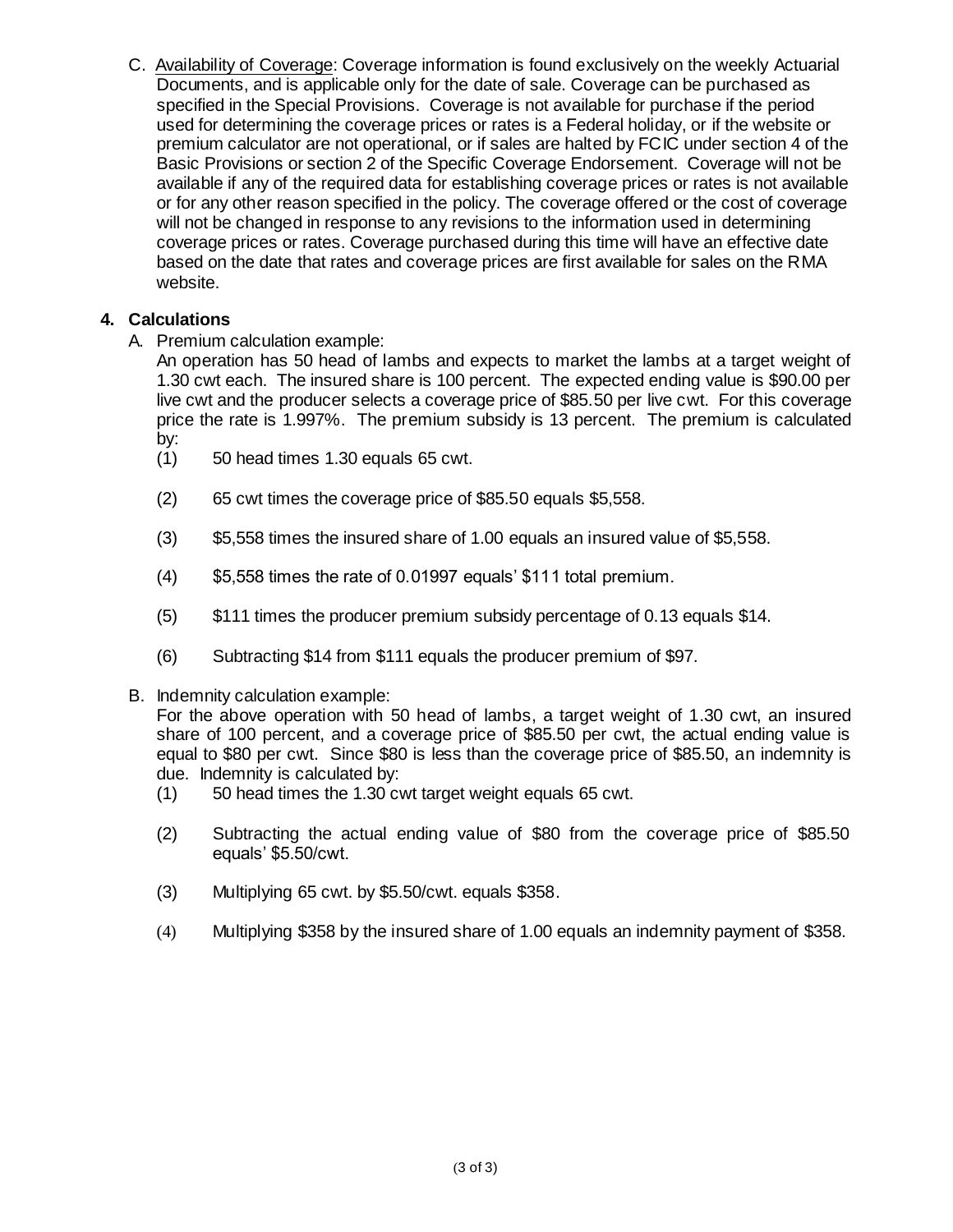C. Availability of Coverage: Coverage information is found exclusively on the weekly Actuarial Documents, and is applicable only for the date of sale. Coverage can be purchased as specified in the Special Provisions. Coverage is not available for purchase if the period used for determining the coverage prices or rates is a Federal holiday, or if the website or premium calculator are not operational, or if sales are halted by FCIC under section 4 of the Basic Provisions or section 2 of the Specific Coverage Endorsement. Coverage will not be available if any of the required data for establishing coverage prices or rates is not available or for any other reason specified in the policy. The coverage offered or the cost of coverage will not be changed in response to any revisions to the information used in determining coverage prices or rates. Coverage purchased during this time will have an effective date based on the date that rates and coverage prices are first available for sales on the RMA website.

## 4. Calculations

A. Premium calculation example:

An operation has 50 head of lambs and expects to market the lambs at a target weight of 1.30 cwt each. The insured share is 100 percent. The expected ending value is $90.00 per live cwt and the producer selects a coverage price of $85.50 per live cwt. For this coverage price the rate is 1.997%. The premium subsidy is 13 percent. The premium is calculated by:

(1) 50 head times 1.30 equals 65 cwt.

(2) 65 cwt times the coverage price of $85.50 equals $5,558.

(3) $5,558 times the insured share of 1.00 equals an insured value of $5,558.

(4) $5,558 times the rate of 0.01997 equals' $111 total premium.

(5) $111 times the producer premium subsidy percentage of 0.13 equals $14.

(6) Subtracting $14 from $111 equals the producer premium of $97.

B. Indemnity calculation example:

For the above operation with 50 head of lambs, a target weight of 1.30 cwt, an insured share of 100 percent, and a coverage price of $85.50 per cwt, the actual ending value is equal to $80 per cwt. Since $80 is less than the coverage price of $85.50, an indemnity is due. Indemnity is calculated by:

(1) 50 head times the 1.30 cwt target weight equals 65 cwt.

(2) Subtracting the actual ending value of $80 from the coverage price of $85.50 equals' $5.50/cwt.

(3) Multiplying 65 cwt. by $5.50/cwt. equals $358.

(4) Multiplying $358 by the insured share of 1.00 equals an indemnity payment of $358.